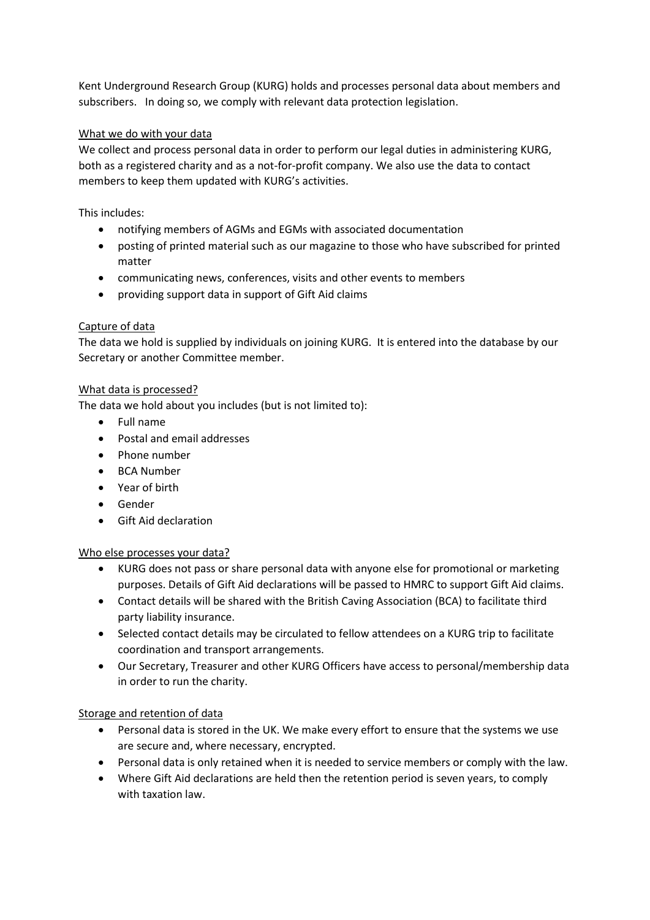Kent Underground Research Group (KURG) holds and processes personal data about members and subscribers. In doing so, we comply with relevant data protection legislation.

<u>What we do with your data</u>

We collect and process personal data in order to perform our legal duties in administering KURG, both as a registered charity and as a not-for-profit company. We also use the data to contact members to keep them updated with KURG's activities.

This includes:

- notifying members of AGMs and EGMs with associated documentation
- posting of printed material such as our magazine to those who have subscribed for printed matter
- communicating news, conferences, visits and other events to members
- providing support data in support of Gift Aid claims

<u>Capture of data</u>

The data we hold is supplied by individuals on joining KURG. It is entered into the database by our Secretary or another Committee member.

<u>What data is processed?</u>

The data we hold about you includes (but is not limited to):

- Full name
- Postal and email addresses
- Phone number
- BCA Number
- Year of birth
- Gender
- Gift Aid declaration

<u>Who else processes your data?</u>

- KURG does not pass or share personal data with anyone else for promotional or marketing purposes. Details of Gift Aid declarations will be passed to HMRC to support Gift Aid claims.
- Contact details will be shared with the British Caving Association (BCA) to facilitate third party liability insurance.
- Selected contact details may be circulated to fellow attendees on a KURG trip to facilitate coordination and transport arrangements.
- Our Secretary, Treasurer and other KURG Officers have access to personal/membership data in order to run the charity.

<u>Storage and retention of data</u>

- Personal data is stored in the UK. We make every effort to ensure that the systems we use are secure and, where necessary, encrypted.
- Personal data is only retained when it is needed to service members or comply with the law.
- Where Gift Aid declarations are held then the retention period is seven years, to comply with taxation law.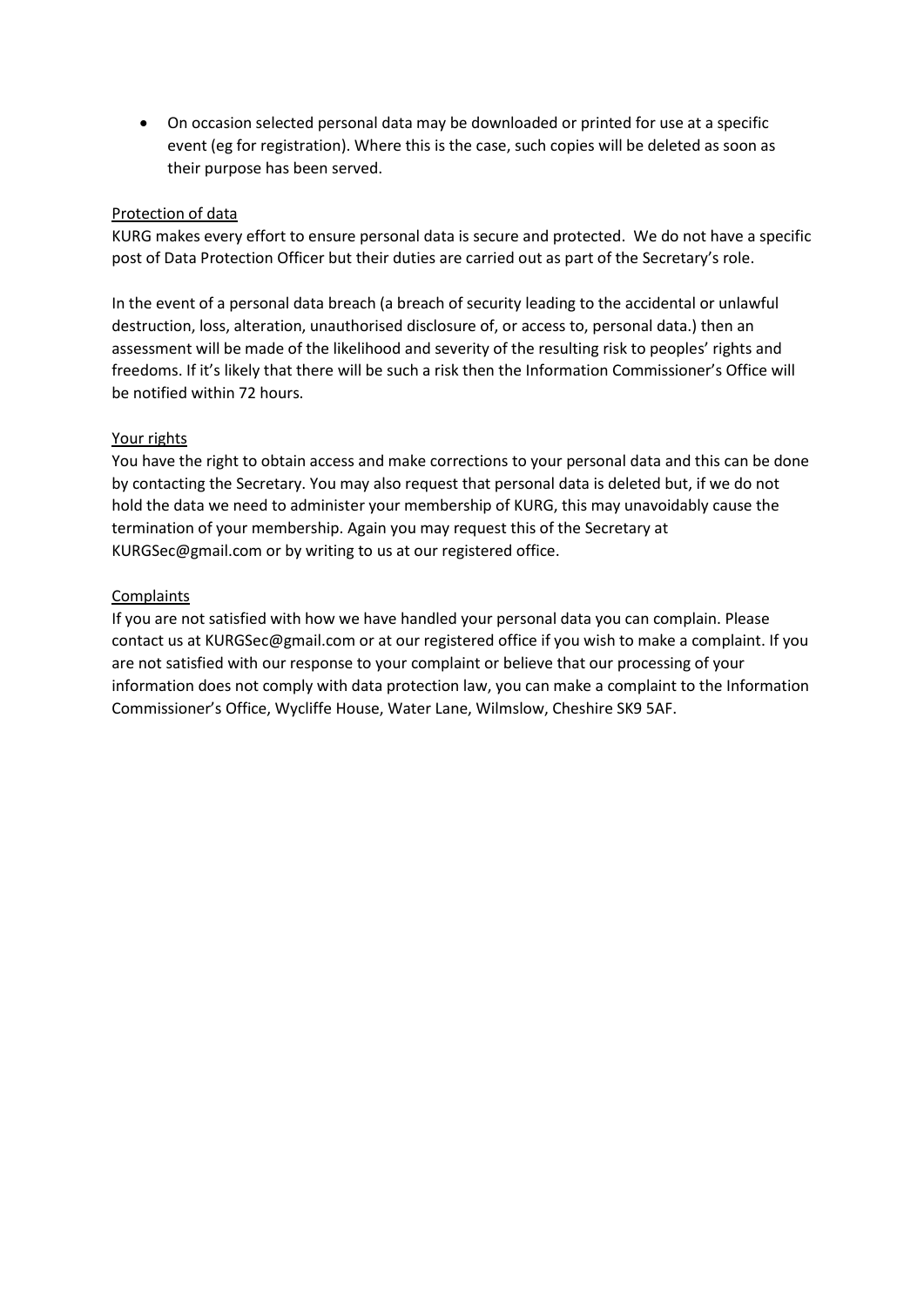- On occasion selected personal data may be downloaded or printed for use at a specific event (eg for registration). Where this is the case, such copies will be deleted as soon as their purpose has been served.

<u>Protection of data</u>

KURG makes every effort to ensure personal data is secure and protected.  We do not have a specific post of Data Protection Officer but their duties are carried out as part of the Secretary's role.

In the event of a personal data breach (a breach of security leading to the accidental or unlawful destruction, loss, alteration, unauthorised disclosure of, or access to, personal data.) then an assessment will be made of the likelihood and severity of the resulting risk to peoples' rights and freedoms. If it's likely that there will be such a risk then the Information Commissioner's Office will be notified within 72 hours.

<u>Your rights</u>

You have the right to obtain access and make corrections to your personal data and this can be done by contacting the Secretary. You may also request that personal data is deleted but, if we do not hold the data we need to administer your membership of KURG, this may unavoidably cause the termination of your membership. Again you may request this of the Secretary at KURGSec@gmail.com or by writing to us at our registered office.

<u>Complaints</u>

If you are not satisfied with how we have handled your personal data you can complain. Please contact us at KURGSec@gmail.com or at our registered office if you wish to make a complaint. If you are not satisfied with our response to your complaint or believe that our processing of your information does not comply with data protection law, you can make a complaint to the Information Commissioner's Office, Wycliffe House, Water Lane, Wilmslow, Cheshire SK9 5AF.